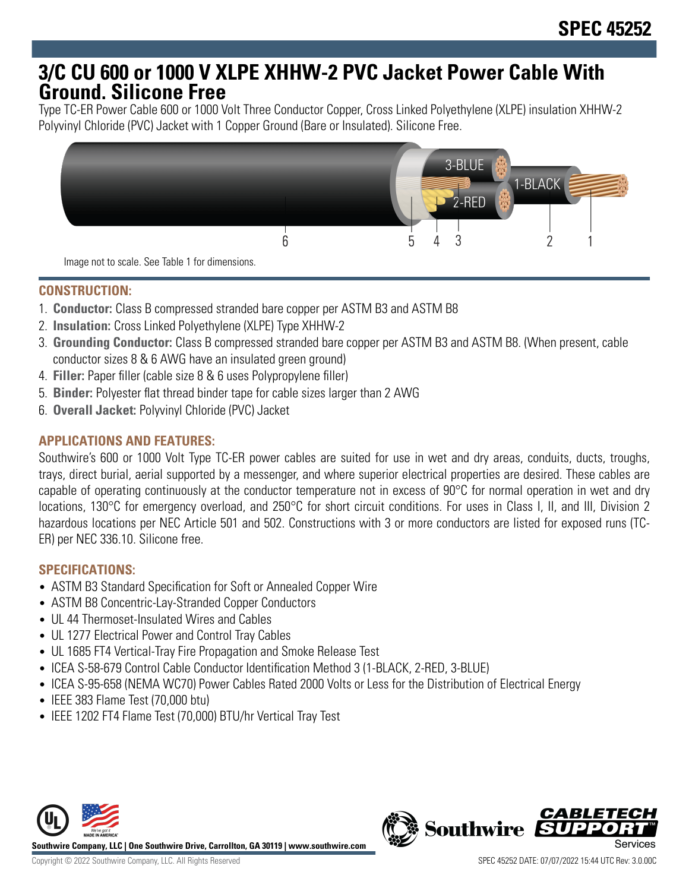# SPEC 45252

## 3/C CU 600 or 1000 V XLPE XHHW-2 PVC Jacket Power Cable With Ground. Silicone Free

Type TC-ER Power Cable 600 or 1000 Volt Three Conductor Copper, Cross Linked Polyethylene (XLPE) insulation XHHW-2 Polyvinyl Chloride (PVC) Jacket with 1 Copper Ground (Bare or Insulated). Silicone Free.

Image not to scale. See Table 1 for dimensions.

### CONSTRUCTION:

1. **Conductor:** Class B compressed stranded bare copper per ASTM B3 and ASTM B8
2. **Insulation:** Cross Linked Polyethylene (XLPE) Type XHHW-2
3. **Grounding Conductor:** Class B compressed stranded bare copper per ASTM B3 and ASTM B8. (When present, cable conductor sizes 8 & 6 AWG have an insulated green ground)
4. **Filler:** Paper filler (cable size 8 & 6 uses Polypropylene filler)
5. **Binder:** Polyester flat thread binder tape for cable sizes larger than 2 AWG
6. **Overall Jacket:** Polyvinyl Chloride (PVC) Jacket

### APPLICATIONS AND FEATURES:

Southwire's 600 or 1000 Volt Type TC-ER power cables are suited for use in wet and dry areas, conduits, ducts, troughs, trays, direct burial, aerial supported by a messenger, and where superior electrical properties are desired. These cables are capable of operating continuously at the conductor temperature not in excess of 90°C for normal operation in wet and dry locations, 130°C for emergency overload, and 250°C for short circuit conditions. For uses in Class I, II, and III, Division 2 hazardous locations per NEC Article 501 and 502. Constructions with 3 or more conductors are listed for exposed runs (TC-ER) per NEC 336.10. Silicone free.

### SPECIFICATIONS:

- ASTM B3 Standard Specification for Soft or Annealed Copper Wire
- ASTM B8 Concentric-Lay-Stranded Copper Conductors
- UL 44 Thermoset-Insulated Wires and Cables
- UL 1277 Electrical Power and Control Tray Cables
- UL 1685 FT4 Vertical-Tray Fire Propagation and Smoke Release Test
- ICEA S-58-679 Control Cable Conductor Identification Method 3 (1-BLACK, 2-RED, 3-BLUE)
- ICEA S-95-658 (NEMA WC70) Power Cables Rated 2000 Volts or Less for the Distribution of Electrical Energy
- IEEE 383 Flame Test (70,000 btu)
- IEEE 1202 FT4 Flame Test (70,000) BTU/hr Vertical Tray Test

Southwire Company, LLC | One Southwire Drive, Carrollton, GA 30119 | www.southwire.com

Copyright © 2022 Southwire Company, LLC. All Rights Reserved

SPEC 45252 DATE: 07/07/2022 15:44 UTC Rev: 3.0.00C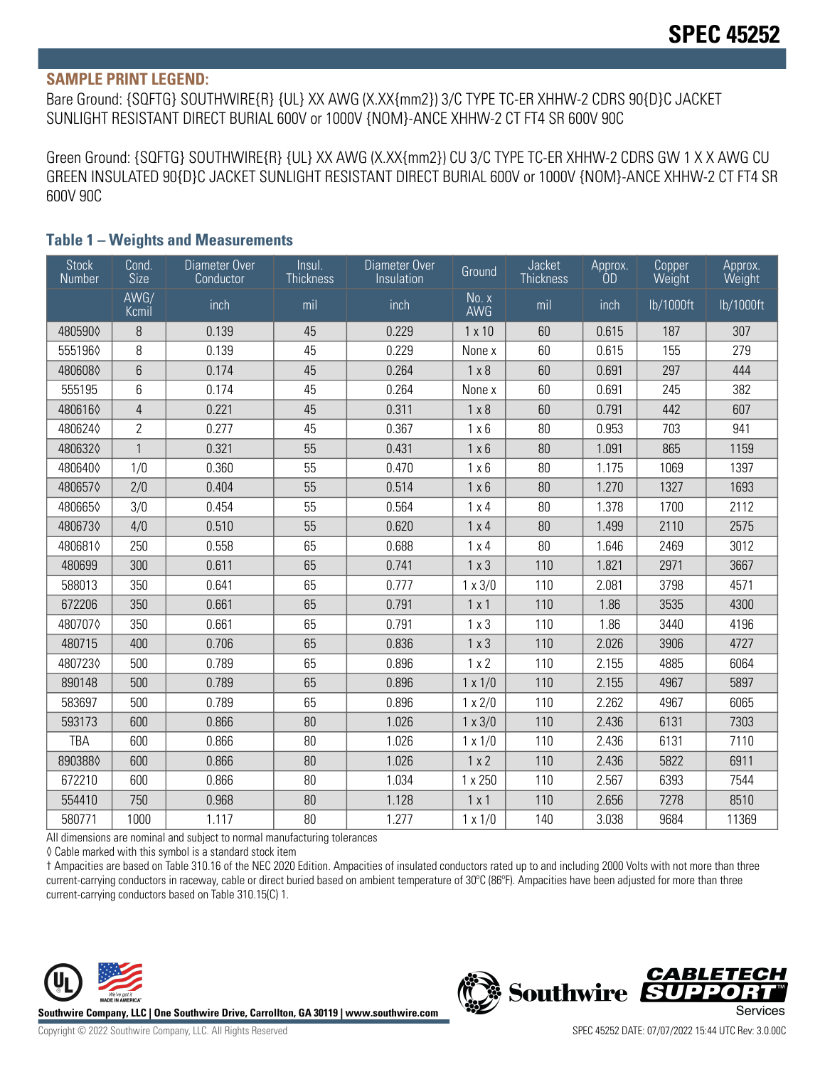# SPEC 45252

**SAMPLE PRINT LEGEND:**

Bare Ground: {SQFTG} SOUTHWIRE{R} {UL} XX AWG (X.XX{mm2}) 3/C TYPE TC-ER XHHW-2 CDRS 90{D}C JACKET SUNLIGHT RESISTANT DIRECT BURIAL 600V or 1000V {NOM}-ANCE XHHW-2 CT FT4 SR 600V 90C

Green Ground: {SQFTG} SOUTHWIRE{R} {UL} XX AWG (X.XX{mm2}) CU 3/C TYPE TC-ER XHHW-2 CDRS GW 1 X X AWG CU GREEN INSULATED 90{D}C JACKET SUNLIGHT RESISTANT DIRECT BURIAL 600V or 1000V {NOM}-ANCE XHHW-2 CT FT4 SR 600V 90C

## Table 1 – Weights and Measurements

| Stock Number | Cond. Size | Diameter Over Conductor | Insul. Thickness | Diameter Over Insulation | Ground | Jacket Thickness | Approx. OD | Copper Weight | Approx. Weight |
|---|---|---|---|---|---|---|---|---|---|
| | AWG/ Kcmil | inch | mil | inch | No. x AWG | mil | inch | lb/1000ft | lb/1000ft |
| 480590◊ | 8 | 0.139 | 45 | 0.229 | 1 x 10 | 60 | 0.615 | 187 | 307 |
| 555196◊ | 8 | 0.139 | 45 | 0.229 | None x | 60 | 0.615 | 155 | 279 |
| 480608◊ | 6 | 0.174 | 45 | 0.264 | 1 x 8 | 60 | 0.691 | 297 | 444 |
| 555195 | 6 | 0.174 | 45 | 0.264 | None x | 60 | 0.691 | 245 | 382 |
| 480616◊ | 4 | 0.221 | 45 | 0.311 | 1 x 8 | 60 | 0.791 | 442 | 607 |
| 480624◊ | 2 | 0.277 | 45 | 0.367 | 1 x 6 | 80 | 0.953 | 703 | 941 |
| 480632◊ | 1 | 0.321 | 55 | 0.431 | 1 x 6 | 80 | 1.091 | 865 | 1159 |
| 480640◊ | 1/0 | 0.360 | 55 | 0.470 | 1 x 6 | 80 | 1.175 | 1069 | 1397 |
| 480657◊ | 2/0 | 0.404 | 55 | 0.514 | 1 x 6 | 80 | 1.270 | 1327 | 1693 |
| 480665◊ | 3/0 | 0.454 | 55 | 0.564 | 1 x 4 | 80 | 1.378 | 1700 | 2112 |
| 480673◊ | 4/0 | 0.510 | 55 | 0.620 | 1 x 4 | 80 | 1.499 | 2110 | 2575 |
| 480681◊ | 250 | 0.558 | 65 | 0.688 | 1 x 4 | 80 | 1.646 | 2469 | 3012 |
| 480699 | 300 | 0.611 | 65 | 0.741 | 1 x 3 | 110 | 1.821 | 2971 | 3667 |
| 588013 | 350 | 0.641 | 65 | 0.777 | 1 x 3/0 | 110 | 2.081 | 3798 | 4571 |
| 672206 | 350 | 0.661 | 65 | 0.791 | 1 x 1 | 110 | 1.86 | 3535 | 4300 |
| 480707◊ | 350 | 0.661 | 65 | 0.791 | 1 x 3 | 110 | 1.86 | 3440 | 4196 |
| 480715 | 400 | 0.706 | 65 | 0.836 | 1 x 3 | 110 | 2.026 | 3906 | 4727 |
| 480723◊ | 500 | 0.789 | 65 | 0.896 | 1 x 2 | 110 | 2.155 | 4885 | 6064 |
| 890148 | 500 | 0.789 | 65 | 0.896 | 1 x 1/0 | 110 | 2.155 | 4967 | 5897 |
| 583697 | 500 | 0.789 | 65 | 0.896 | 1 x 2/0 | 110 | 2.262 | 4967 | 6065 |
| 593173 | 600 | 0.866 | 80 | 1.026 | 1 x 3/0 | 110 | 2.436 | 6131 | 7303 |
| TBA | 600 | 0.866 | 80 | 1.026 | 1 x 1/0 | 110 | 2.436 | 6131 | 7110 |
| 890388◊ | 600 | 0.866 | 80 | 1.026 | 1 x 2 | 110 | 2.436 | 5822 | 6911 |
| 672210 | 600 | 0.866 | 80 | 1.034 | 1 x 250 | 110 | 2.567 | 6393 | 7544 |
| 554410 | 750 | 0.968 | 80 | 1.128 | 1 x 1 | 110 | 2.656 | 7278 | 8510 |
| 580771 | 1000 | 1.117 | 80 | 1.277 | 1 x 1/0 | 140 | 3.038 | 9684 | 11369 |

All dimensions are nominal and subject to normal manufacturing tolerances

◊ Cable marked with this symbol is a standard stock item

† Ampacities are based on Table 310.16 of the NEC 2020 Edition. Ampacities of insulated conductors rated up to and including 2000 Volts with not more than three current-carrying conductors in raceway, cable or direct buried based on ambient temperature of 30ºC (86ºF). Ampacities have been adjusted for more than three current-carrying conductors based on Table 310.15(C) 1.

Southwire Company, LLC | One Southwire Drive, Carrollton, GA 30119 | www.southwire.com

Copyright © 2022 Southwire Company, LLC. All Rights Reserved

SPEC 45252 DATE: 07/07/2022 15:44 UTC Rev: 3.0.00C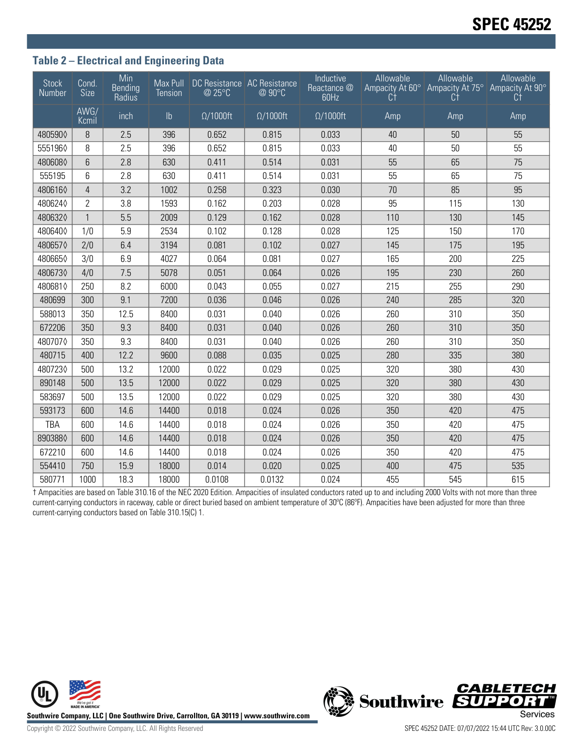## Table 2 – Electrical and Engineering Data

| Stock Number | Cond. Size | Min Bending Radius | Max Pull Tension | DC Resistance @ 25°C | AC Resistance @ 90°C | Inductive Reactance @ 60Hz | Allowable Ampacity At 60° C† | Allowable Ampacity At 75° C† | Allowable Ampacity At 90° C† |
|---|---|---|---|---|---|---|---|---|---|
| | AWG/ Kcmil | inch | lb | Ω/1000ft | Ω/1000ft | Ω/1000ft | Amp | Amp | Amp |
| 480590◊ | 8 | 2.5 | 396 | 0.652 | 0.815 | 0.033 | 40 | 50 | 55 |
| 555196◊ | 8 | 2.5 | 396 | 0.652 | 0.815 | 0.033 | 40 | 50 | 55 |
| 480608◊ | 6 | 2.8 | 630 | 0.411 | 0.514 | 0.031 | 55 | 65 | 75 |
| 555195 | 6 | 2.8 | 630 | 0.411 | 0.514 | 0.031 | 55 | 65 | 75 |
| 480616◊ | 4 | 3.2 | 1002 | 0.258 | 0.323 | 0.030 | 70 | 85 | 95 |
| 480624◊ | 2 | 3.8 | 1593 | 0.162 | 0.203 | 0.028 | 95 | 115 | 130 |
| 480632◊ | 1 | 5.5 | 2009 | 0.129 | 0.162 | 0.028 | 110 | 130 | 145 |
| 480640◊ | 1/0 | 5.9 | 2534 | 0.102 | 0.128 | 0.028 | 125 | 150 | 170 |
| 480657◊ | 2/0 | 6.4 | 3194 | 0.081 | 0.102 | 0.027 | 145 | 175 | 195 |
| 480665◊ | 3/0 | 6.9 | 4027 | 0.064 | 0.081 | 0.027 | 165 | 200 | 225 |
| 480673◊ | 4/0 | 7.5 | 5078 | 0.051 | 0.064 | 0.026 | 195 | 230 | 260 |
| 480681◊ | 250 | 8.2 | 6000 | 0.043 | 0.055 | 0.027 | 215 | 255 | 290 |
| 480699 | 300 | 9.1 | 7200 | 0.036 | 0.046 | 0.026 | 240 | 285 | 320 |
| 588013 | 350 | 12.5 | 8400 | 0.031 | 0.040 | 0.026 | 260 | 310 | 350 |
| 672206 | 350 | 9.3 | 8400 | 0.031 | 0.040 | 0.026 | 260 | 310 | 350 |
| 480707◊ | 350 | 9.3 | 8400 | 0.031 | 0.040 | 0.026 | 260 | 310 | 350 |
| 480715 | 400 | 12.2 | 9600 | 0.088 | 0.035 | 0.025 | 280 | 335 | 380 |
| 480723◊ | 500 | 13.2 | 12000 | 0.022 | 0.029 | 0.025 | 320 | 380 | 430 |
| 890148 | 500 | 13.5 | 12000 | 0.022 | 0.029 | 0.025 | 320 | 380 | 430 |
| 583697 | 500 | 13.5 | 12000 | 0.022 | 0.029 | 0.025 | 320 | 380 | 430 |
| 593173 | 600 | 14.6 | 14400 | 0.018 | 0.024 | 0.026 | 350 | 420 | 475 |
| TBA | 600 | 14.6 | 14400 | 0.018 | 0.024 | 0.026 | 350 | 420 | 475 |
| 890388◊ | 600 | 14.6 | 14400 | 0.018 | 0.024 | 0.026 | 350 | 420 | 475 |
| 672210 | 600 | 14.6 | 14400 | 0.018 | 0.024 | 0.026 | 350 | 420 | 475 |
| 554410 | 750 | 15.9 | 18000 | 0.014 | 0.020 | 0.025 | 400 | 475 | 535 |
| 580771 | 1000 | 18.3 | 18000 | 0.0108 | 0.0132 | 0.024 | 455 | 545 | 615 |

† Ampacities are based on Table 310.16 of the NEC 2020 Edition. Ampacities of insulated conductors rated up to and including 2000 Volts with not more than three current-carrying conductors in raceway, cable or direct buried based on ambient temperature of 30ºC (86ºF). Ampacities have been adjusted for more than three current-carrying conductors based on Table 310.15(C) 1.

Southwire Company, LLC | One Southwire Drive, Carrollton, GA 30119 | www.southwire.com

Copyright © 2022 Southwire Company, LLC. All Rights Reserved

SPEC 45252 DATE: 07/07/2022 15:44 UTC Rev: 3.0.00C